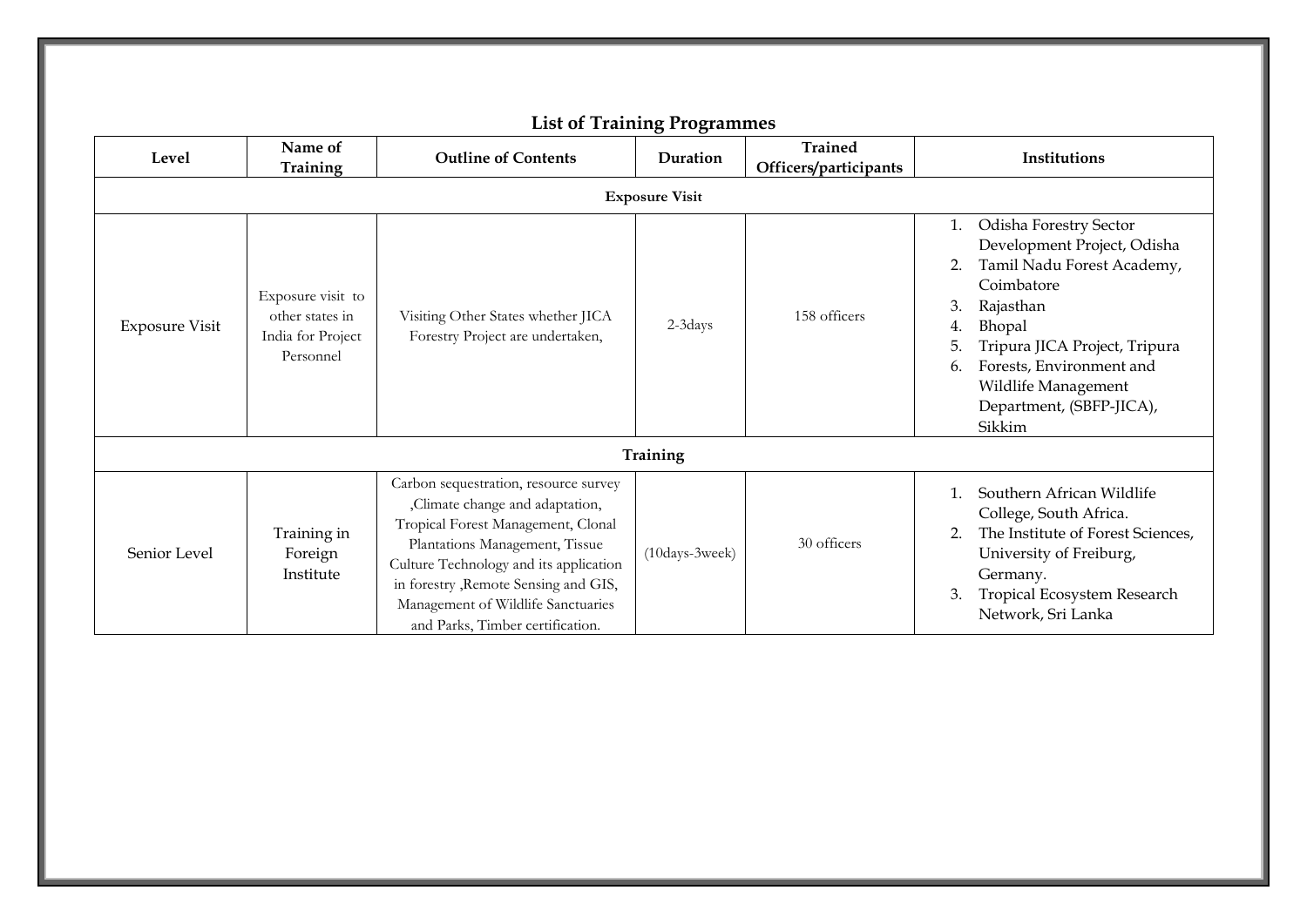## List of Training Programmes

| Level | Name of Training | Outline of Contents | Duration | Trained Officers/participants | Institutions |
|---|---|---|---|---|---|
| **Exposure Visit** | | | | | |
| Exposure Visit | Exposure visit to other states in India for Project Personnel | Visiting Other States whether JICA Forestry Project are undertaken, | 2-3days | 158 officers | 1. Odisha Forestry Sector Development Project, Odisha<br>2. Tamil Nadu Forest Academy, Coimbatore<br>3. Rajasthan<br>4. Bhopal<br>5. Tripura JICA Project, Tripura<br>6. Forests, Environment and Wildlife Management Department, (SBFP-JICA), Sikkim |
| **Training** | | | | | |
| Senior Level | Training in Foreign Institute | Carbon sequestration, resource survey ,Climate change and adaptation, Tropical Forest Management, Clonal Plantations Management, Tissue Culture Technology and its application in forestry ,Remote Sensing and GIS, Management of Wildlife Sanctuaries and Parks, Timber certification. | (10days-3week) | 30 officers | 1. Southern African Wildlife College, South Africa.<br>2. The Institute of Forest Sciences, University of Freiburg, Germany.<br>3. Tropical Ecosystem Research Network, Sri Lanka |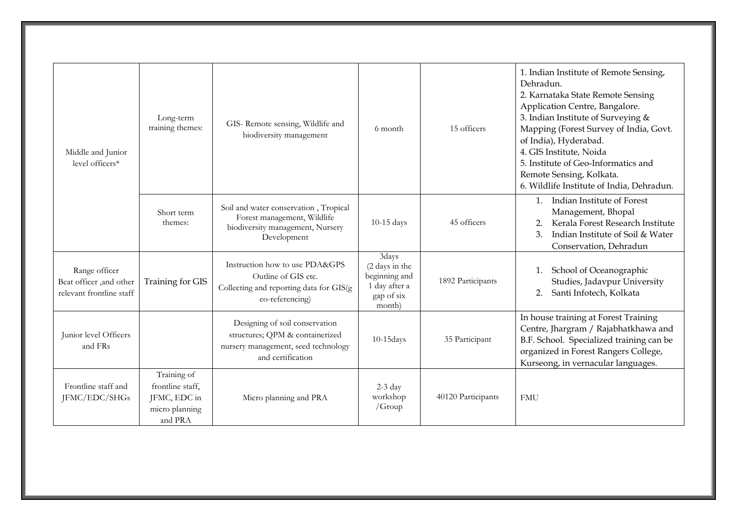| | | | | | |
|---|---|---|---|---|---|
| Middle and Junior level officers* | Long-term training themes: | GIS- Remote sensing, Wildlife and biodiversity management | 6 month | 15 officers | 1. Indian Institute of Remote Sensing, Dehradun.<br>2. Karnataka State Remote Sensing Application Centre, Bangalore.<br>3. Indian Institute of Surveying & Mapping (Forest Survey of India, Govt. of India), Hyderabad.<br>4. GIS Institute, Noida<br>5. Institute of Geo-Informatics and Remote Sensing, Kolkata.<br>6. Wildlife Institute of India, Dehradun. |
| | Short term themes: | Soil and water conservation , Tropical Forest management, Wildlife biodiversity management, Nursery Development | 10-15 days | 45 officers | 1. Indian Institute of Forest Management, Bhopal<br>2. Kerala Forest Research Institute<br>3. Indian Institute of Soil & Water Conservation, Dehradun |
| Range officer Beat officer ,and other relevant frontline staff | Training for GIS | Instruction how to use PDA&GPS<br>Outline of GIS etc.<br>Collecting and reporting data for GIS(geo-referencing) | 3days (2 days in the beginning and 1 day after a gap of six month) | 1892 Participants | 1. School of Oceanographic Studies, Jadavpur University<br>2. Santi Infotech, Kolkata |
| Junior level Officers and FRs | | Designing of soil conservation structures; QPM & containerized nursery management, seed technology and certification | 10-15days | 35 Participant | In house training at Forest Training Centre, Jhargram / Rajabhatkhawa and B.F. School. Specialized training can be organized in Forest Rangers College, Kurseong, in vernacular languages. |
| Frontline staff and JFMC/EDC/SHGs | Training of frontline staff, JFMC, EDC in micro planning and PRA | Micro planning and PRA | 2-3 day workshop /Group | 40120 Participants | FMU |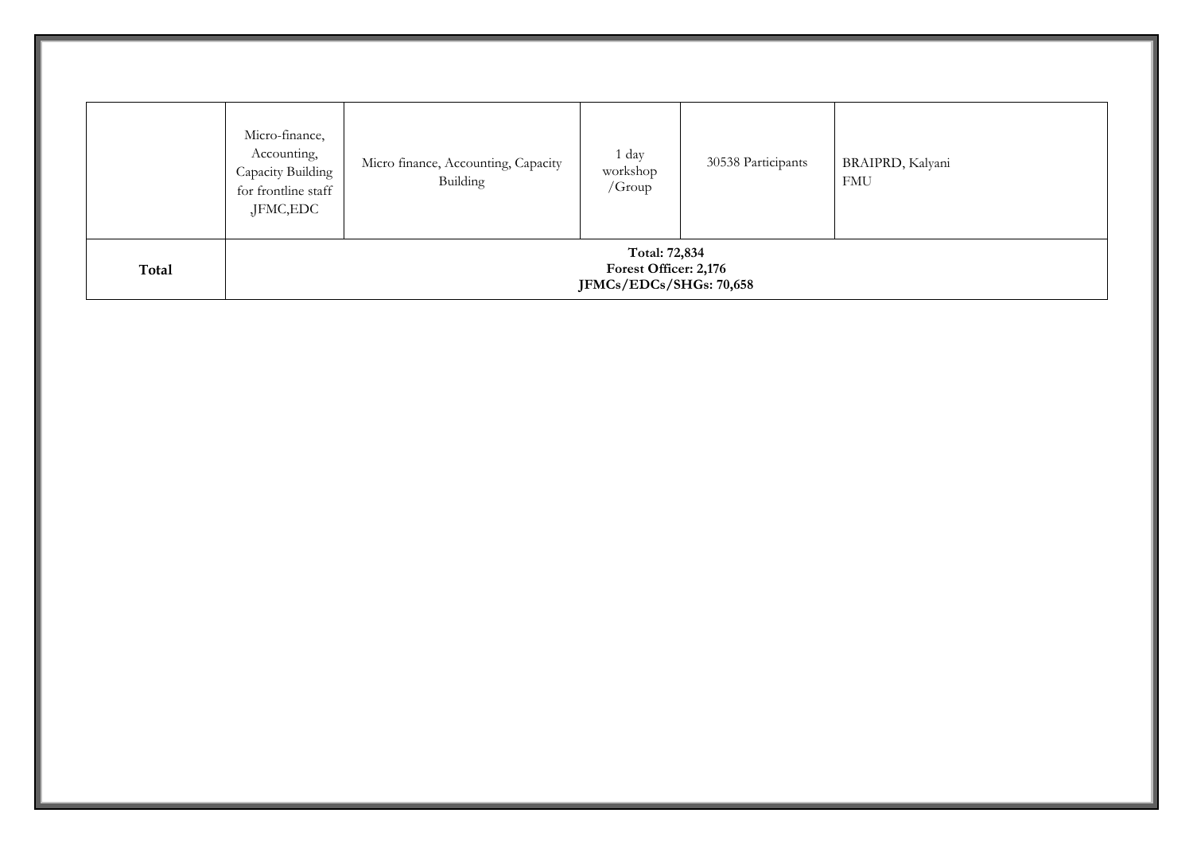| | | | | | |
|---|---|---|---|---|---|
| | Micro-finance, Accounting, Capacity Building for frontline staff JFMC,EDC | Micro finance, Accounting, Capacity Building | 1 day workshop /Group | 30538 Participants | BRAIPRD, Kalyani FMU |
| **Total** | **Total: 72,834**<br>**Forest Officer: 2,176**<br>**JFMCs/EDCs/SHGs: 70,658** | | | | |